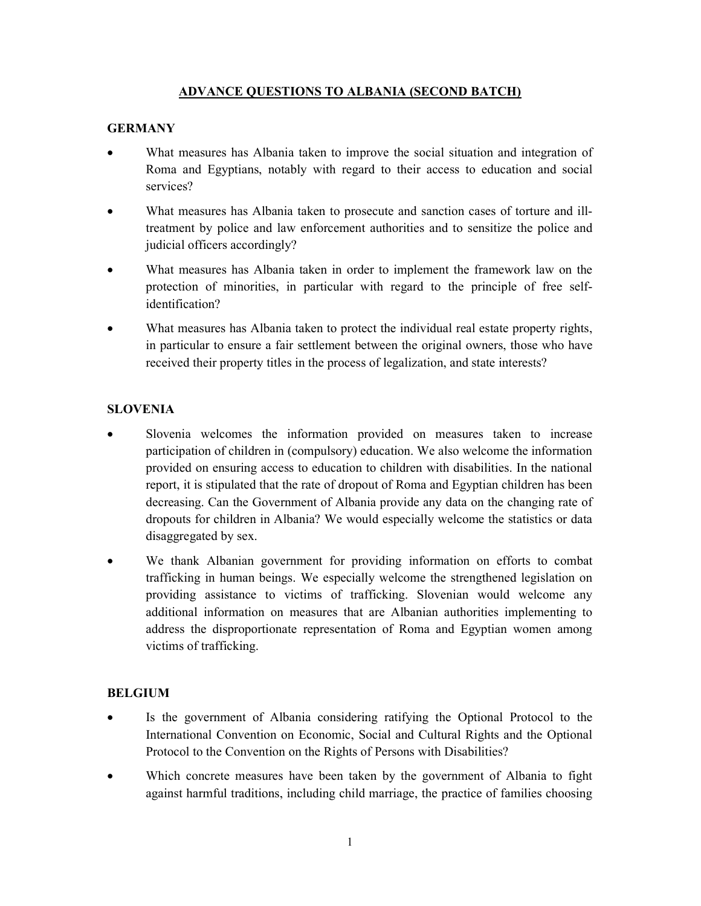# ADVANCE QUESTIONS TO ALBANIA (SECOND BATCH)

## GERMANY

- What measures has Albania taken to improve the social situation and integration of Roma and Egyptians, notably with regard to their access to education and social services?
- What measures has Albania taken to prosecute and sanction cases of torture and ill-treatment by police and law enforcement authorities and to sensitize the police and judicial officers accordingly?
- What measures has Albania taken in order to implement the framework law on the protection of minorities, in particular with regard to the principle of free self-identification?
- What measures has Albania taken to protect the individual real estate property rights, in particular to ensure a fair settlement between the original owners, those who have received their property titles in the process of legalization, and state interests?

## SLOVENIA

- Slovenia welcomes the information provided on measures taken to increase participation of children in (compulsory) education. We also welcome the information provided on ensuring access to education to children with disabilities. In the national report, it is stipulated that the rate of dropout of Roma and Egyptian children has been decreasing. Can the Government of Albania provide any data on the changing rate of dropouts for children in Albania? We would especially welcome the statistics or data disaggregated by sex.
- We thank Albanian government for providing information on efforts to combat trafficking in human beings. We especially welcome the strengthened legislation on providing assistance to victims of trafficking. Slovenian would welcome any additional information on measures that are Albanian authorities implementing to address the disproportionate representation of Roma and Egyptian women among victims of trafficking.

## BELGIUM

- Is the government of Albania considering ratifying the Optional Protocol to the International Convention on Economic, Social and Cultural Rights and the Optional Protocol to the Convention on the Rights of Persons with Disabilities?
- Which concrete measures have been taken by the government of Albania to fight against harmful traditions, including child marriage, the practice of families choosing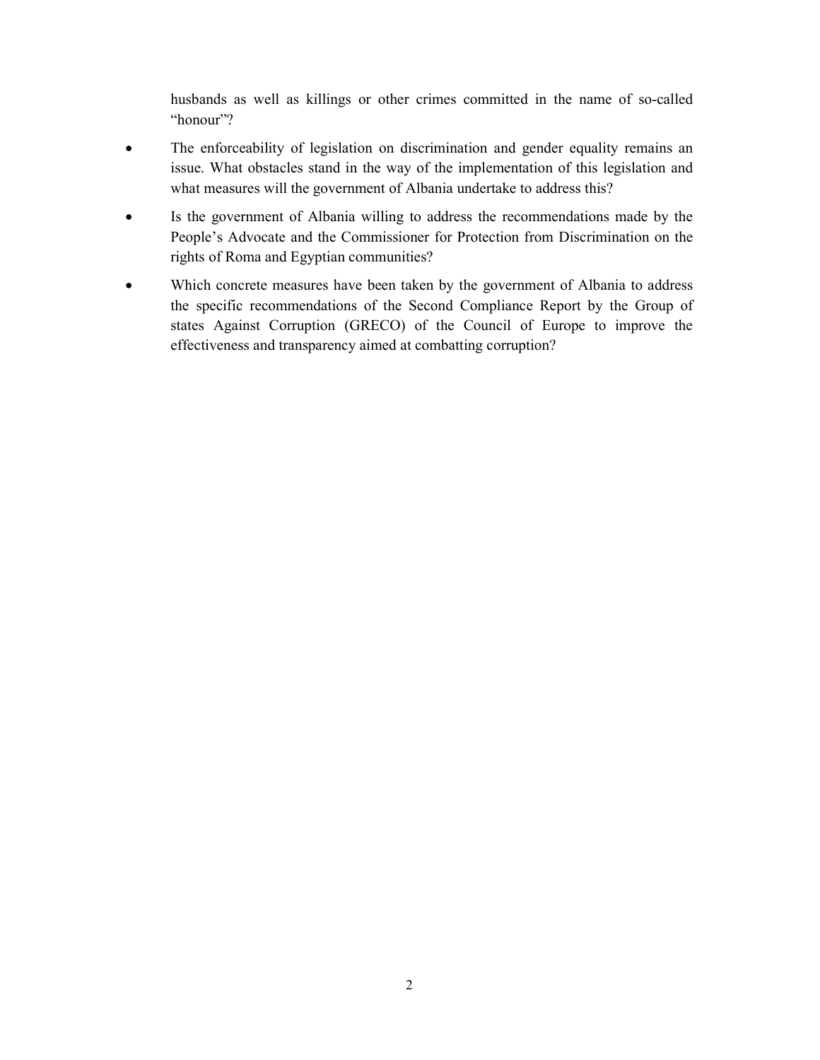husbands as well as killings or other crimes committed in the name of so-called "honour"?

- The enforceability of legislation on discrimination and gender equality remains an issue. What obstacles stand in the way of the implementation of this legislation and what measures will the government of Albania undertake to address this?
- Is the government of Albania willing to address the recommendations made by the People's Advocate and the Commissioner for Protection from Discrimination on the rights of Roma and Egyptian communities?
- Which concrete measures have been taken by the government of Albania to address the specific recommendations of the Second Compliance Report by the Group of states Against Corruption (GRECO) of the Council of Europe to improve the effectiveness and transparency aimed at combatting corruption?